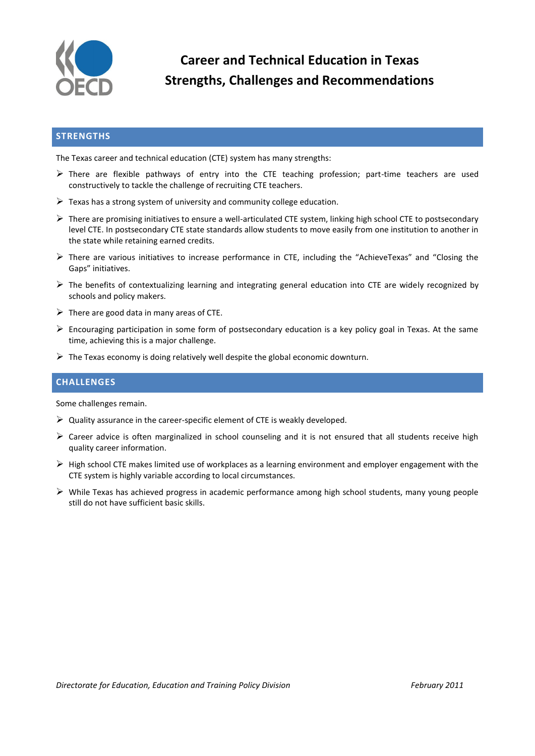# Career and Technical Education in Texas
# Strengths, Challenges and Recommendations

## STRENGTHS

The Texas career and technical education (CTE) system has many strengths:

- There are flexible pathways of entry into the CTE teaching profession; part-time teachers are used constructively to tackle the challenge of recruiting CTE teachers.
- Texas has a strong system of university and community college education.
- There are promising initiatives to ensure a well-articulated CTE system, linking high school CTE to postsecondary level CTE. In postsecondary CTE state standards allow students to move easily from one institution to another in the state while retaining earned credits.
- There are various initiatives to increase performance in CTE, including the "AchieveTexas" and "Closing the Gaps" initiatives.
- The benefits of contextualizing learning and integrating general education into CTE are widely recognized by schools and policy makers.
- There are good data in many areas of CTE.
- Encouraging participation in some form of postsecondary education is a key policy goal in Texas. At the same time, achieving this is a major challenge.
- The Texas economy is doing relatively well despite the global economic downturn.

## CHALLENGES

Some challenges remain.

- Quality assurance in the career-specific element of CTE is weakly developed.
- Career advice is often marginalized in school counseling and it is not ensured that all students receive high quality career information.
- High school CTE makes limited use of workplaces as a learning environment and employer engagement with the CTE system is highly variable according to local circumstances.
- While Texas has achieved progress in academic performance among high school students, many young people still do not have sufficient basic skills.

*Directorate for Education, Education and Training Policy Division* — *February 2011*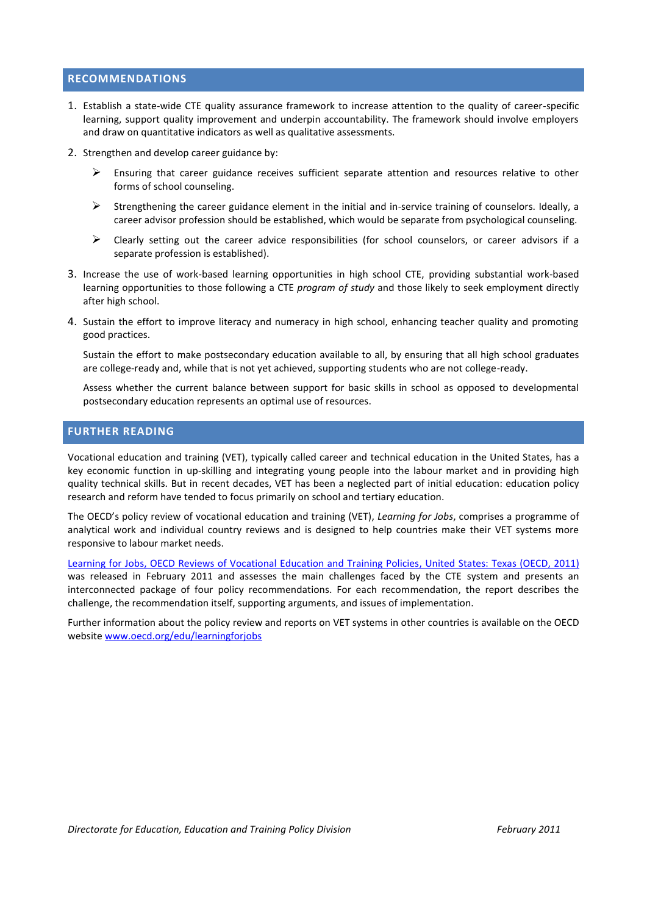## RECOMMENDATIONS

1. Establish a state-wide CTE quality assurance framework to increase attention to the quality of career-specific learning, support quality improvement and underpin accountability. The framework should involve employers and draw on quantitative indicators as well as qualitative assessments.
2. Strengthen and develop career guidance by:
   - Ensuring that career guidance receives sufficient separate attention and resources relative to other forms of school counseling.
   - Strengthening the career guidance element in the initial and in-service training of counselors. Ideally, a career advisor profession should be established, which would be separate from psychological counseling.
   - Clearly setting out the career advice responsibilities (for school counselors, or career advisors if a separate profession is established).
3. Increase the use of work-based learning opportunities in high school CTE, providing substantial work-based learning opportunities to those following a CTE *program of study* and those likely to seek employment directly after high school.
4. Sustain the effort to improve literacy and numeracy in high school, enhancing teacher quality and promoting good practices.

   Sustain the effort to make postsecondary education available to all, by ensuring that all high school graduates are college-ready and, while that is not yet achieved, supporting students who are not college-ready.

   Assess whether the current balance between support for basic skills in school as opposed to developmental postsecondary education represents an optimal use of resources.

## FURTHER READING

Vocational education and training (VET), typically called career and technical education in the United States, has a key economic function in up-skilling and integrating young people into the labour market and in providing high quality technical skills. But in recent decades, VET has been a neglected part of initial education: education policy research and reform have tended to focus primarily on school and tertiary education.

The OECD's policy review of vocational education and training (VET), *Learning for Jobs*, comprises a programme of analytical work and individual country reviews and is designed to help countries make their VET systems more responsive to labour market needs.

Learning for Jobs, OECD Reviews of Vocational Education and Training Policies, United States: Texas (OECD, 2011) was released in February 2011 and assesses the main challenges faced by the CTE system and presents an interconnected package of four policy recommendations. For each recommendation, the report describes the challenge, the recommendation itself, supporting arguments, and issues of implementation.

Further information about the policy review and reports on VET systems in other countries is available on the OECD website www.oecd.org/edu/learningforjobs

*Directorate for Education, Education and Training Policy Division* *February 2011*